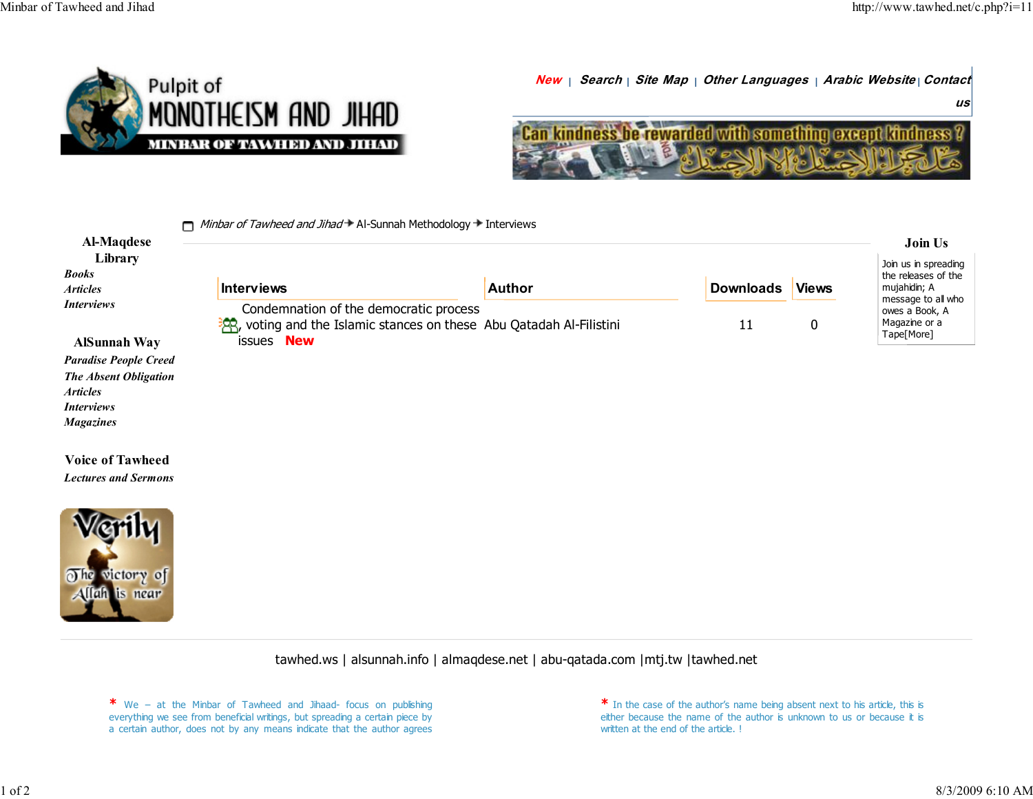Pulpit of MONOTHEISM AND JIHAD

MINBAR OF TAWHEED AND JIHAD

New | Search | Site Map | Other Languages | Arabic Website | Contact us

Can kindness be rewarded with something except kindness ?

*Minbar of Tawheed and Jihad* → Al-Sunnah Methodology → Interviews

**Al-Maqdese Library**

*Books*
*Articles*
*Interviews*

**AlSunnah Way**

*Paradise People Creed*
*The Absent Obligation*
*Articles*
*Interviews*
*Magazines*

**Voice of Tawheed**

*Lectures and Sermons*

| Interviews | Author | Downloads | Views |
|---|---|---|---|
| Condemnation of the democratic process, voting and the Islamic stances on these issues New | Abu Qatadah Al-Filistini | 11 | 0 |

**Join Us**

Join us in spreading the releases of the mujahidin; A message to all who owes a Book, A Magazine or a Tape[More]

tawhed.ws | alsunnah.info | almaqdese.net | abu-qatada.com |mtj.tw |tawhed.net

\* We – at the Minbar of Tawheed and Jihaad- focus on publishing everything we see from beneficial writings, but spreading a certain piece by a certain author, does not by any means indicate that the author agrees

\* In the case of the author's name being absent next to his article, this is either because the name of the author is unknown to us or because it is written at the end of the article. !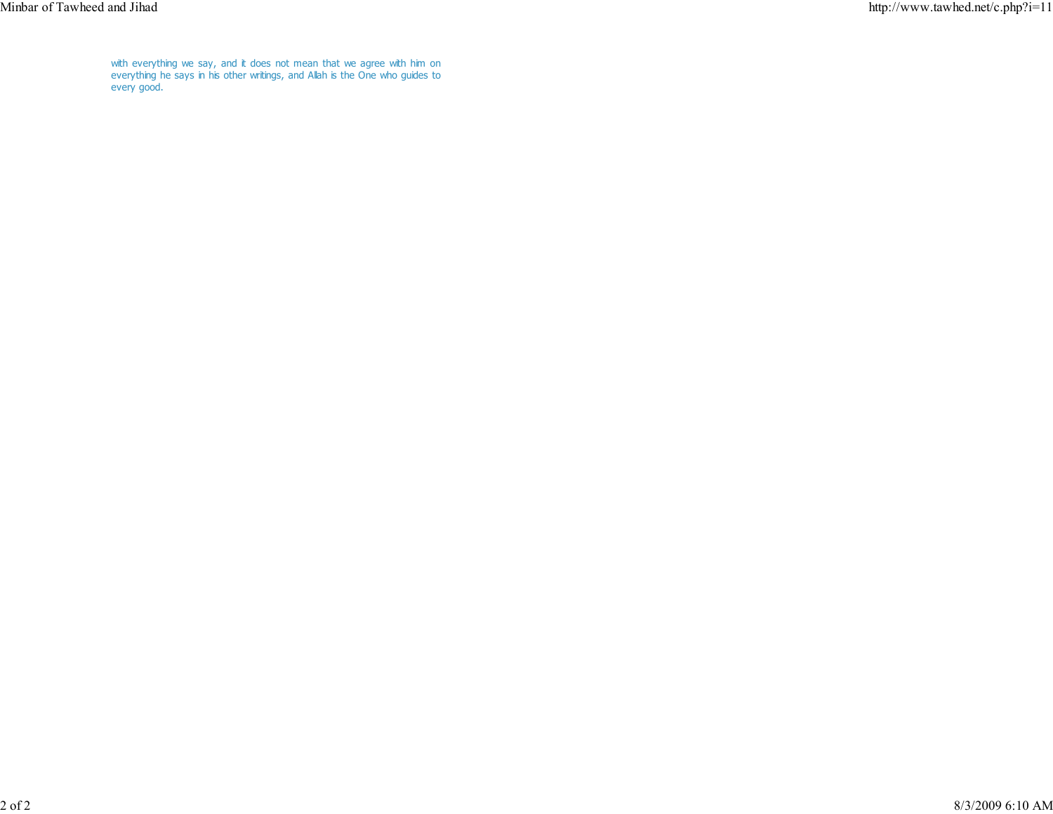with everything we say, and it does not mean that we agree with him on everything he says in his other writings, and Allah is the One who guides to every good.